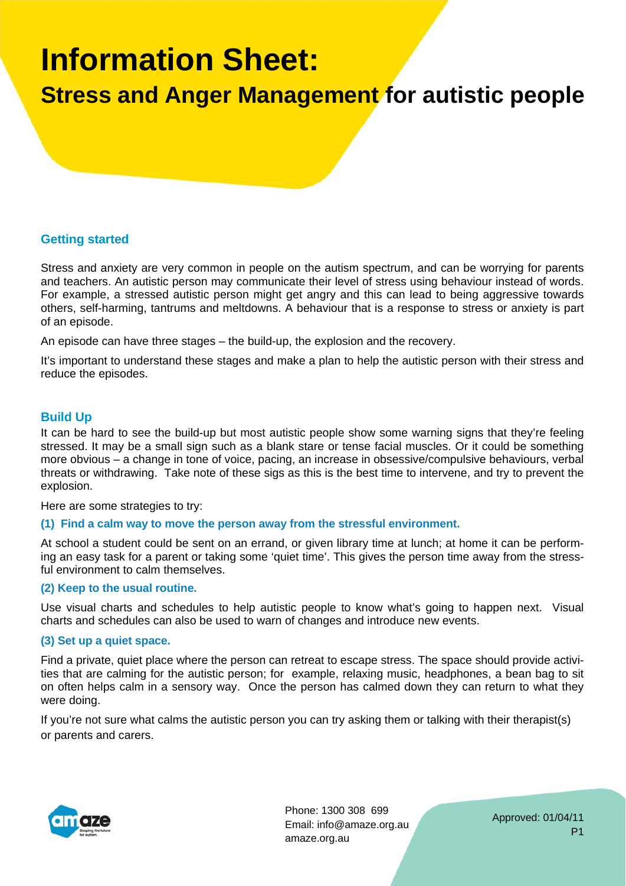# Information Sheet:

## Stress and Anger Management for autistic people

### Getting started

Stress and anxiety are very common in people on the autism spectrum, and can be worrying for parents and teachers. An autistic person may communicate their level of stress using behaviour instead of words. For example, a stressed autistic person might get angry and this can lead to being aggressive towards others, self-harming, tantrums and meltdowns. A behaviour that is a response to stress or anxiety is part of an episode.

An episode can have three stages – the build-up, the explosion and the recovery.

It's important to understand these stages and make a plan to help the autistic person with their stress and reduce the episodes.

### Build Up

It can be hard to see the build-up but most autistic people show some warning signs that they're feeling stressed. It may be a small sign such as a blank stare or tense facial muscles. Or it could be something more obvious – a change in tone of voice, pacing, an increase in obsessive/compulsive behaviours, verbal threats or withdrawing. Take note of these sigs as this is the best time to intervene, and try to prevent the explosion.

Here are some strategies to try:

**(1) Find a calm way to move the person away from the stressful environment.**

At school a student could be sent on an errand, or given library time at lunch; at home it can be performing an easy task for a parent or taking some 'quiet time'. This gives the person time away from the stressful environment to calm themselves.

**(2) Keep to the usual routine.**

Use visual charts and schedules to help autistic people to know what's going to happen next. Visual charts and schedules can also be used to warn of changes and introduce new events.

**(3) Set up a quiet space.**

Find a private, quiet place where the person can retreat to escape stress. The space should provide activities that are calming for the autistic person; for example, relaxing music, headphones, a bean bag to sit on often helps calm in a sensory way. Once the person has calmed down they can return to what they were doing.

If you're not sure what calms the autistic person you can try asking them or talking with their therapist(s) or parents and carers.

Phone: 1300 308 699
Email: info@amaze.org.au
amaze.org.au

Approved: 01/04/11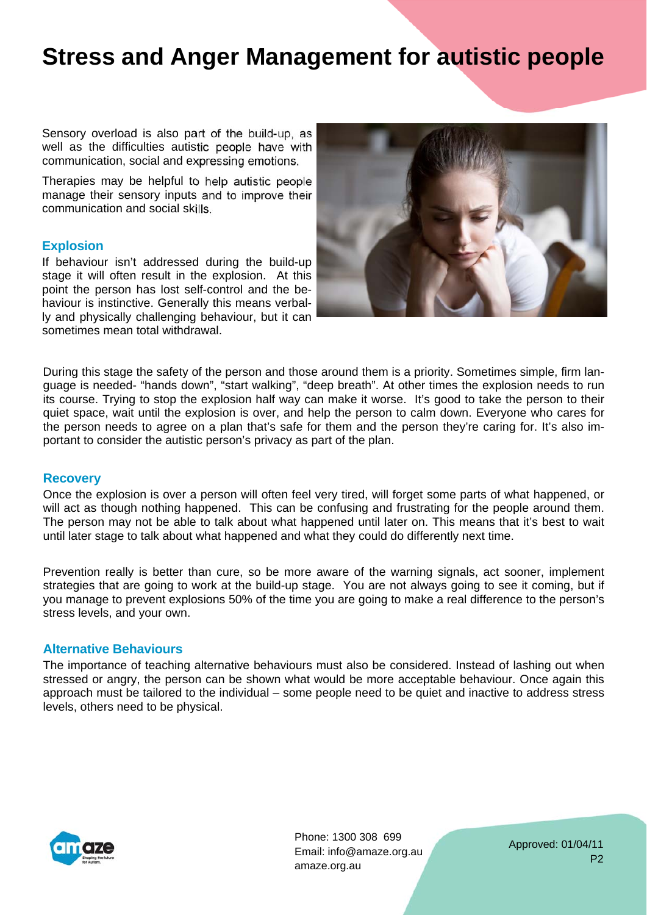# Stress and Anger Management for autistic people

Sensory overload is also part of the build-up, as well as the difficulties autistic people have with communication, social and expressing emotions.

Therapies may be helpful to help autistic people manage their sensory inputs and to improve their communication and social skills.

### Explosion

If behaviour isn't addressed during the build-up stage it will often result in the explosion. At this point the person has lost self-control and the behaviour is instinctive. Generally this means verbally and physically challenging behaviour, but it can sometimes mean total withdrawal.

During this stage the safety of the person and those around them is a priority. Sometimes simple, firm language is needed- "hands down", "start walking", "deep breath". At other times the explosion needs to run its course. Trying to stop the explosion half way can make it worse. It's good to take the person to their quiet space, wait until the explosion is over, and help the person to calm down. Everyone who cares for the person needs to agree on a plan that's safe for them and the person they're caring for. It's also important to consider the autistic person's privacy as part of the plan.

### Recovery

Once the explosion is over a person will often feel very tired, will forget some parts of what happened, or will act as though nothing happened. This can be confusing and frustrating for the people around them. The person may not be able to talk about what happened until later on. This means that it's best to wait until later stage to talk about what happened and what they could do differently next time.

Prevention really is better than cure, so be more aware of the warning signals, act sooner, implement strategies that are going to work at the build-up stage. You are not always going to see it coming, but if you manage to prevent explosions 50% of the time you are going to make a real difference to the person's stress levels, and your own.

### Alternative Behaviours

The importance of teaching alternative behaviours must also be considered. Instead of lashing out when stressed or angry, the person can be shown what would be more acceptable behaviour. Once again this approach must be tailored to the individual – some people need to be quiet and inactive to address stress levels, others need to be physical.

Phone: 1300 308 699
Email: info@amaze.org.au
amaze.org.au

Approved: 01/04/11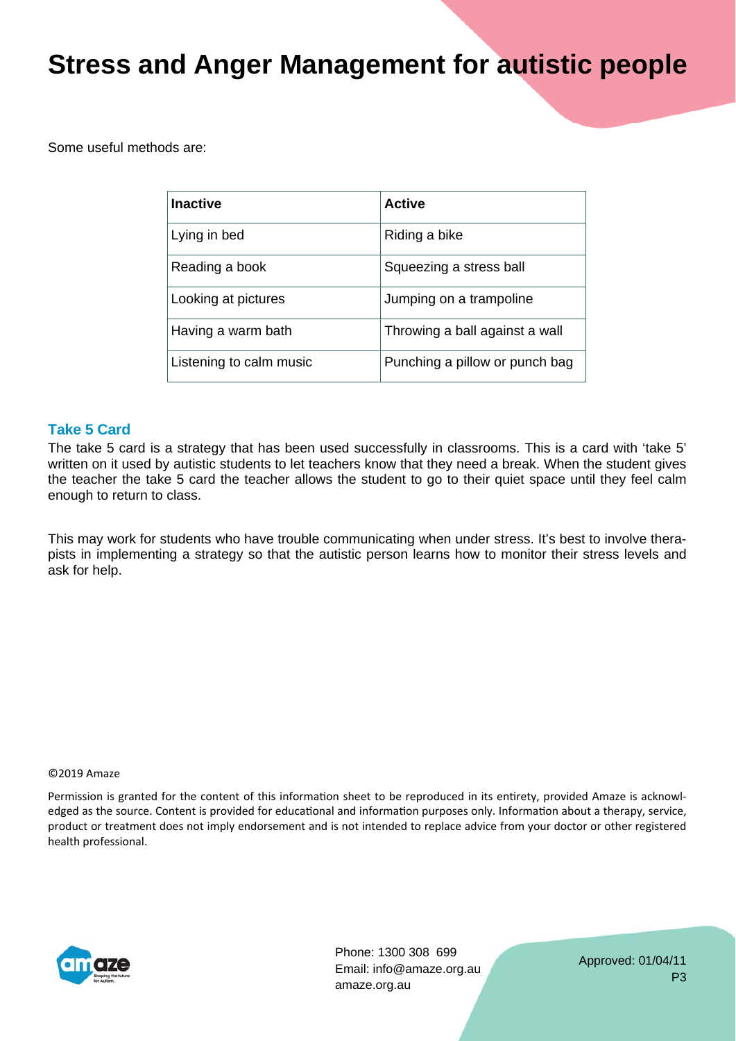# Stress and Anger Management for autistic people

Some useful methods are:

| Inactive | Active |
| --- | --- |
| Lying in bed | Riding a bike |
| Reading a book | Squeezing a stress ball |
| Looking at pictures | Jumping on a trampoline |
| Having a warm bath | Throwing a ball against a wall |
| Listening to calm music | Punching a pillow or punch bag |

### Take 5 Card

The take 5 card is a strategy that has been used successfully in classrooms. This is a card with 'take 5' written on it used by autistic students to let teachers know that they need a break. When the student gives the teacher the take 5 card the teacher allows the student to go to their quiet space until they feel calm enough to return to class.

This may work for students who have trouble communicating when under stress. It's best to involve therapists in implementing a strategy so that the autistic person learns how to monitor their stress levels and ask for help.

©2019 Amaze

Permission is granted for the content of this information sheet to be reproduced in its entirety, provided Amaze is acknowledged as the source. Content is provided for educational and information purposes only. Information about a therapy, service, product or treatment does not imply endorsement and is not intended to replace advice from your doctor or other registered health professional.

amaze
Shaping the future for Autism.

Phone: 1300 308 699
Email: info@amaze.org.au
amaze.org.au

Approved: 01/04/11